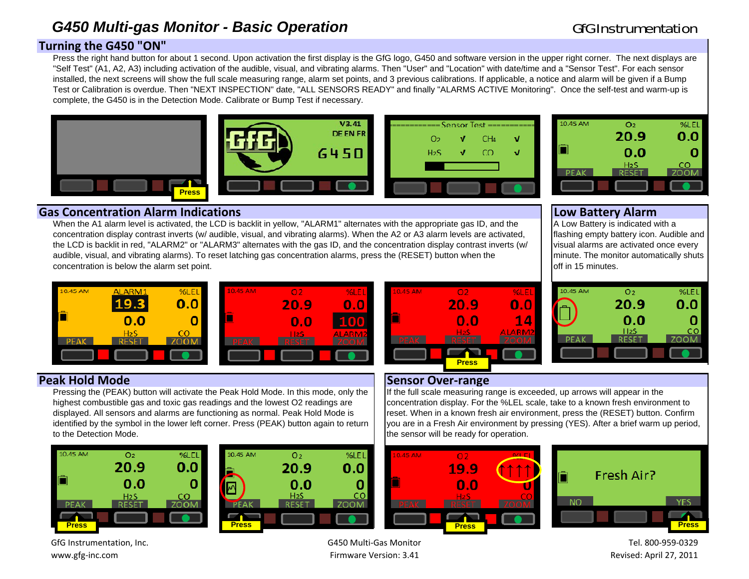# G450 Multi-gas Monitor - Basic Operation

GfG Instrumentation

## Turning the G450 "ON"

Press the right hand button for about 1 second. Upon activation the first display is the GfG logo, G450 and software version in the upper right corner. The next displays are "Self Test" (A1, A2, A3) including activation of the audible, visual, and vibrating alarms. Then "User" and "Location" with date/time and a "Sensor Test". For each sensor installed, the next screens will show the full scale measuring range, alarm set points, and 3 previous calibrations. If applicable, a notice and alarm will be given if a Bump Test or Calibration is overdue. Then "NEXT INSPECTION" date, "ALL SENSORS READY" and finally "ALARMS ACTIVE Monitoring". Once the self-test and warm-up is complete, the G450 is in the Detection Mode. Calibrate or Bump Test if necessary.

## Gas Concentration Alarm Indications

When the A1 alarm level is activated, the LCD is backlit in yellow, "ALARM1" alternates with the appropriate gas ID, and the concentration display contrast inverts (w/ audible, visual, and vibrating alarms). When the A2 or A3 alarm levels are activated, the LCD is backlit in red, "ALARM2" or "ALARM3" alternates with the gas ID, and the concentration display contrast inverts (w/ audible, visual, and vibrating alarms). To reset latching gas concentration alarms, press the (RESET) button when the concentration is below the alarm set point.

## Low Battery Alarm

A Low Battery is indicated with a flashing empty battery icon. Audible and visual alarms are activated once every minute. The monitor automatically shuts off in 15 minutes.

## Peak Hold Mode

Pressing the (PEAK) button will activate the Peak Hold Mode. In this mode, only the highest combustible gas and toxic gas readings and the lowest O2 readings are displayed. All sensors and alarms are functioning as normal. Peak Hold Mode is identified by the symbol in the lower left corner. Press (PEAK) button again to return to the Detection Mode.

## Sensor Over-range

If the full scale measuring range is exceeded, up arrows will appear in the concentration display. For the %LEL scale, take to a known fresh environment to reset. When in a known fresh air environment, press the (RESET) button. Confirm you are in a Fresh Air environment by pressing (YES). After a brief warm up period, the sensor will be ready for operation.

GfG Instrumentation, Inc.
www.gfg-inc.com

G450 Multi-Gas Monitor
Firmware Version: 3.41

Tel. 800-959-0329
Revised: April 27, 2011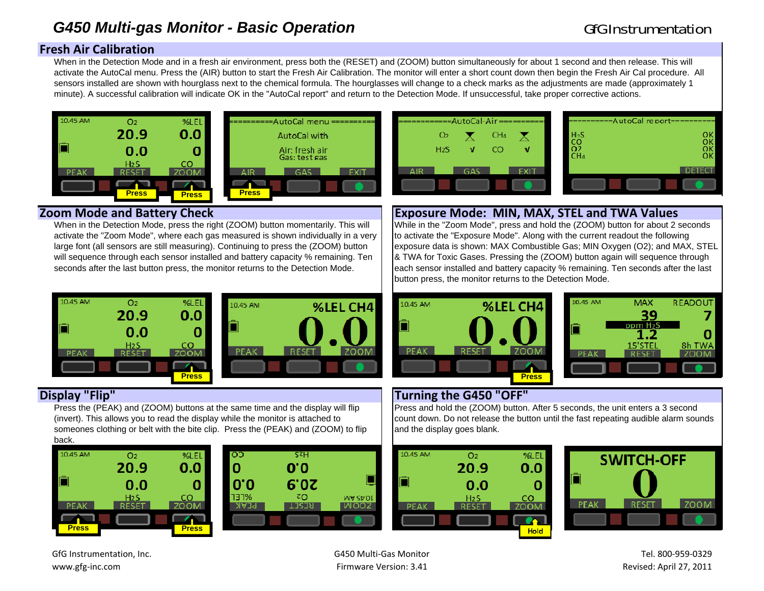# G450 Multi-gas Monitor - Basic Operation

GfG Instrumentation

## Fresh Air Calibration

When in the Detection Mode and in a fresh air environment, press both the (RESET) and (ZOOM) button simultaneously for about 1 second and then release. This will activate the AutoCal menu. Press the (AIR) button to start the Fresh Air Calibration. The monitor will enter a short count down then begin the Fresh Air Cal procedure. All sensors installed are shown with hourglass next to the chemical formula. The hourglasses will change to a check marks as the adjustments are made (approximately 1 minute). A successful calibration will indicate OK in the "AutoCal report" and return to the Detection Mode. If unsuccessful, take proper corrective actions.

## Zoom Mode and Battery Check

When in the Detection Mode, press the right (ZOOM) button momentarily. This will activate the "Zoom Mode", where each gas measured is shown individually in a very large font (all sensors are still measuring). Continuing to press the (ZOOM) button will sequence through each sensor installed and battery capacity % remaining. Ten seconds after the last button press, the monitor returns to the Detection Mode.

## Exposure Mode: MIN, MAX, STEL and TWA Values

While in the "Zoom Mode", press and hold the (ZOOM) button for about 2 seconds to activate the "Exposure Mode". Along with the current readout the following exposure data is shown: MAX Combustible Gas; MIN Oxygen (O2); and MAX, STEL & TWA for Toxic Gases. Pressing the (ZOOM) button again will sequence through each sensor installed and battery capacity % remaining. Ten seconds after the last button press, the monitor returns to the Detection Mode.

## Display "Flip"

Press the (PEAK) and (ZOOM) buttons at the same time and the display will flip (invert). This allows you to read the display while the monitor is attached to someones clothing or belt with the bite clip. Press the (PEAK) and (ZOOM) to flip back.

## Turning the G450 "OFF"

Press and hold the (ZOOM) button. After 5 seconds, the unit enters a 3 second count down. Do not release the button until the fast repeating audible alarm sounds and the display goes blank.

GfG Instrumentation, Inc.
www.gfg-inc.com

G450 Multi-Gas Monitor
Firmware Version: 3.41

Tel. 800-959-0329
Revised: April 27, 2011